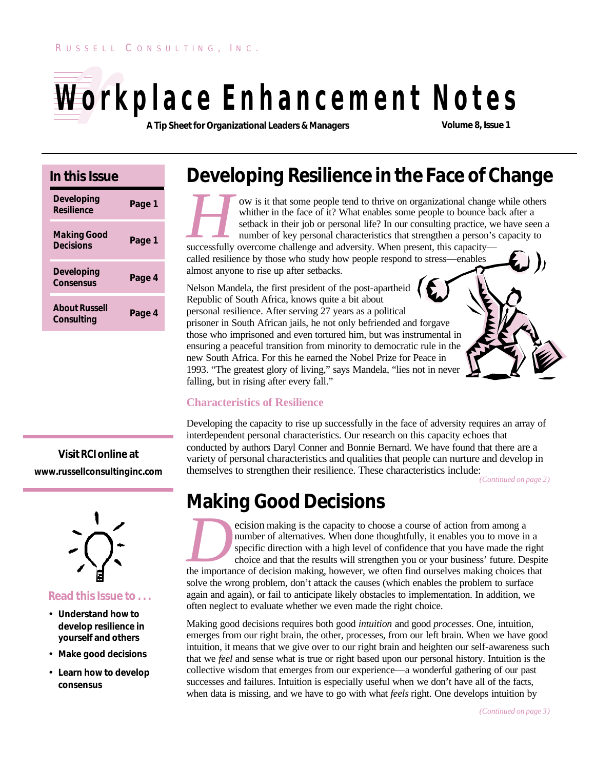RUSSELL CONSULTING, INC.

# Workplace Enhancement Notes

**A Tip Sheet for Organizational Leaders & Managers** **Volume 8, Issue 1**

## In this Issue

| | |
|---|---|
| Developing Resilience | Page 1 |
| Making Good Decisions | Page 1 |
| Developing Consensus | Page 4 |
| About Russell Consulting | Page 4 |

## Developing Resilience in the Face of Change

How is it that some people tend to thrive on organizational change while others whither in the face of it? What enables some people to bounce back after a setback in their job or personal life? In our consulting practice, we have seen a number of key personal characteristics that strengthen a person's capacity to successfully overcome challenge and adversity. When present, this capacity—called resilience by those who study how people respond to stress—enables almost anyone to rise up after setbacks.

Nelson Mandela, the first president of the post-apartheid Republic of South Africa, knows quite a bit about personal resilience. After serving 27 years as a political prisoner in South African jails, he not only befriended and forgave those who imprisoned and even tortured him, but was instrumental in ensuring a peaceful transition from minority to democratic rule in the new South Africa. For this he earned the Nobel Prize for Peace in 1993. "The greatest glory of living," says Mandela, "lies not in never falling, but in rising after every fall."

### Characteristics of Resilience

Developing the capacity to rise up successfully in the face of adversity requires an array of interdependent personal characteristics. Our research on this capacity echoes that conducted by authors Daryl Conner and Bonnie Bernard. We have found that there are a variety of personal characteristics and qualities that people can nurture and develop in themselves to strengthen their resilience. These characteristics include:

*(Continued on page 2)*

## Making Good Decisions

Decision making is the capacity to choose a course of action from among a number of alternatives. When done thoughtfully, it enables you to move in a specific direction with a high level of confidence that you have made the right choice and that the results will strengthen you or your business' future. Despite the importance of decision making, however, we often find ourselves making choices that solve the wrong problem, don't attack the causes (which enables the problem to surface again and again), or fail to anticipate likely obstacles to implementation. In addition, we often neglect to evaluate whether we even made the right choice.

Making good decisions requires both good *intuition* and good *processes*. One, intuition, emerges from our right brain, the other, processes, from our left brain. When we have good intuition, it means that we give over to our right brain and heighten our self-awareness such that we *feel* and sense what is true or right based upon our personal history. Intuition is the collective wisdom that emerges from our experience—a wonderful gathering of our past successes and failures. Intuition is especially useful when we don't have all of the facts, when data is missing, and we have to go with what *feels* right. One develops intuition by

*(Continued on page 3)*

**Visit RCI online at**
**www.russellconsultinginc.com**

### Read this Issue to . . .

- **Understand how to develop resilience in yourself and others**
- **Make good decisions**
- **Learn how to develop consensus**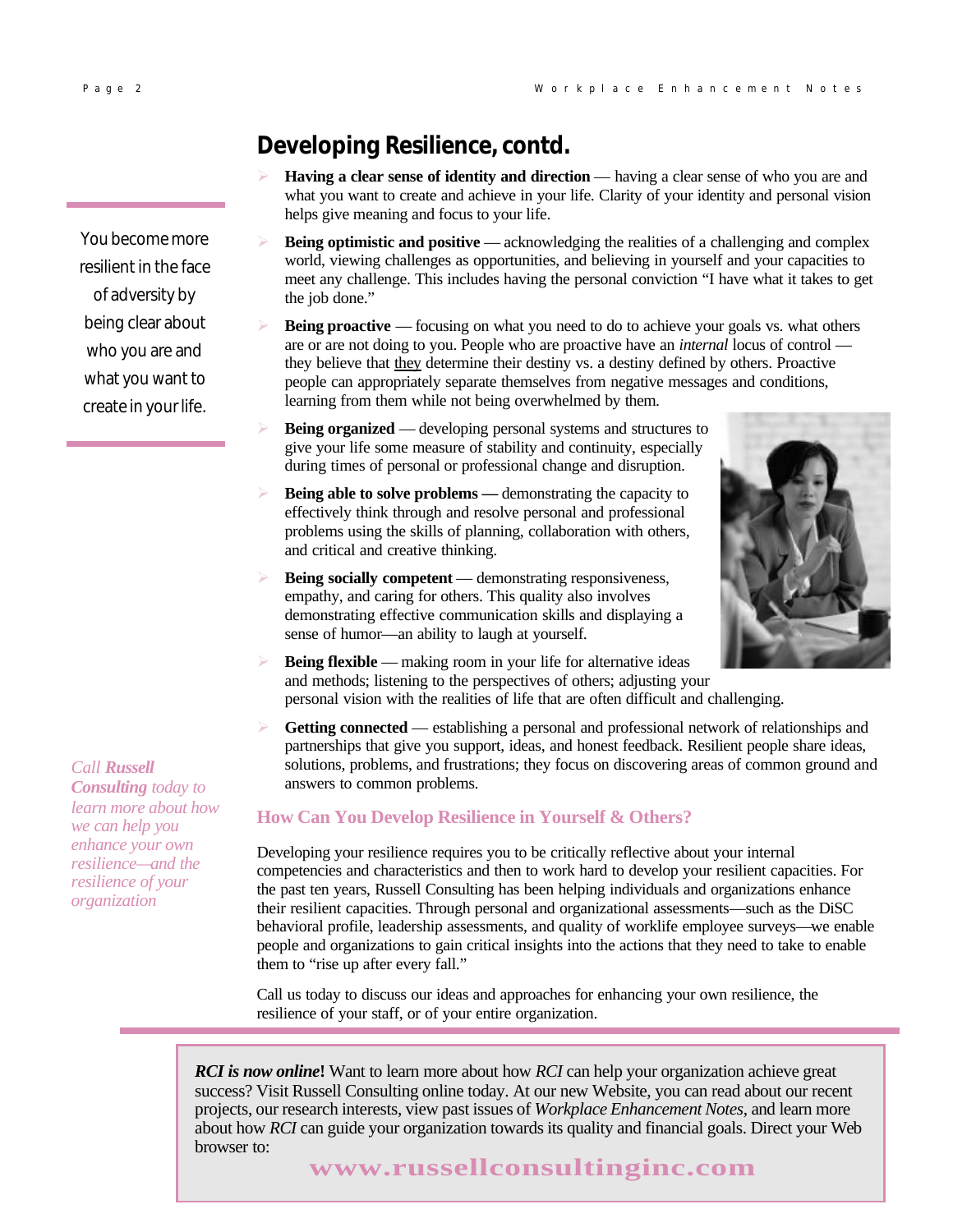## Developing Resilience, contd.

- **Having a clear sense of identity and direction** — having a clear sense of who you are and what you want to create and achieve in your life. Clarity of your identity and personal vision helps give meaning and focus to your life.
- **Being optimistic and positive** — acknowledging the realities of a challenging and complex world, viewing challenges as opportunities, and believing in yourself and your capacities to meet any challenge. This includes having the personal conviction "I have what it takes to get the job done."
- **Being proactive** — focusing on what you need to do to achieve your goals vs. what others are or are not doing to you. People who are proactive have an *internal* locus of control — they believe that they determine their destiny vs. a destiny defined by others. Proactive people can appropriately separate themselves from negative messages and conditions, learning from them while not being overwhelmed by them.
- **Being organized** — developing personal systems and structures to give your life some measure of stability and continuity, especially during times of personal or professional change and disruption.
- **Being able to solve problems —** demonstrating the capacity to effectively think through and resolve personal and professional problems using the skills of planning, collaboration with others, and critical and creative thinking.
- **Being socially competent** — demonstrating responsiveness, empathy, and caring for others. This quality also involves demonstrating effective communication skills and displaying a sense of humor—an ability to laugh at yourself.
- **Being flexible** — making room in your life for alternative ideas and methods; listening to the perspectives of others; adjusting your personal vision with the realities of life that are often difficult and challenging.
- **Getting connected** — establishing a personal and professional network of relationships and partnerships that give you support, ideas, and honest feedback. Resilient people share ideas, solutions, problems, and frustrations; they focus on discovering areas of common ground and answers to common problems.

You become more resilient in the face of adversity by being clear about who you are and what you want to create in your life.

### How Can You Develop Resilience in Yourself & Others?

Developing your resilience requires you to be critically reflective about your internal competencies and characteristics and then to work hard to develop your resilient capacities. For the past ten years, Russell Consulting has been helping individuals and organizations enhance their resilient capacities. Through personal and organizational assessments—such as the DiSC behavioral profile, leadership assessments, and quality of worklife employee surveys—we enable people and organizations to gain critical insights into the actions that they need to take to enable them to "rise up after every fall."

Call us today to discuss our ideas and approaches for enhancing your own resilience, the resilience of your staff, or of your entire organization.

*Call **Russell Consulting** today to learn more about how we can help you enhance your own resilience—and the resilience of your organization*

***RCI is now online!*** Want to learn more about how *RCI* can help your organization achieve great success? Visit Russell Consulting online today. At our new Website, you can read about our recent projects, our research interests, view past issues of *Workplace Enhancement Notes*, and learn more about how *RCI* can guide your organization towards its quality and financial goals. Direct your Web browser to:

**www.russellconsultinginc.com**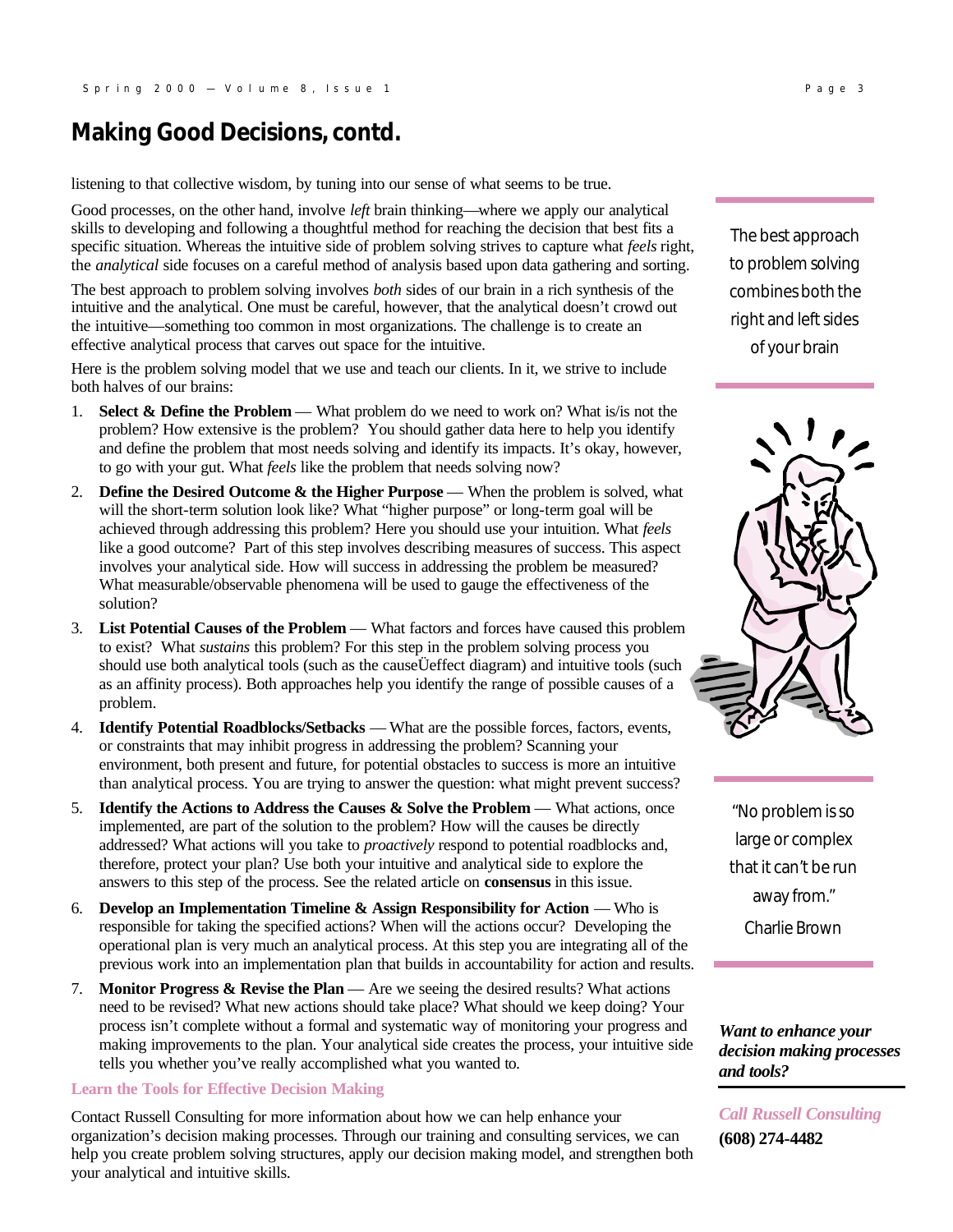## Making Good Decisions, contd.

listening to that collective wisdom, by tuning into our sense of what seems to be true.

Good processes, on the other hand, involve *left* brain thinking—where we apply our analytical skills to developing and following a thoughtful method for reaching the decision that best fits a specific situation. Whereas the intuitive side of problem solving strives to capture what *feels* right, the *analytical* side focuses on a careful method of analysis based upon data gathering and sorting.

The best approach to problem solving involves *both* sides of our brain in a rich synthesis of the intuitive and the analytical. One must be careful, however, that the analytical doesn't crowd out the intuitive—something too common in most organizations. The challenge is to create an effective analytical process that carves out space for the intuitive.

Here is the problem solving model that we use and teach our clients. In it, we strive to include both halves of our brains:

1. **Select & Define the Problem** — What problem do we need to work on? What is/is not the problem? How extensive is the problem? You should gather data here to help you identify and define the problem that most needs solving and identify its impacts. It's okay, however, to go with your gut. What *feels* like the problem that needs solving now?
2. **Define the Desired Outcome & the Higher Purpose** — When the problem is solved, what will the short-term solution look like? What "higher purpose" or long-term goal will be achieved through addressing this problem? Here you should use your intuition. What *feels* like a good outcome? Part of this step involves describing measures of success. This aspect involves your analytical side. How will success in addressing the problem be measured? What measurable/observable phenomena will be used to gauge the effectiveness of the solution?
3. **List Potential Causes of the Problem** — What factors and forces have caused this problem to exist? What *sustains* this problem? For this step in the problem solving process you should use both analytical tools (such as the causeÜeffect diagram) and intuitive tools (such as an affinity process). Both approaches help you identify the range of possible causes of a problem.
4. **Identify Potential Roadblocks/Setbacks** — What are the possible forces, factors, events, or constraints that may inhibit progress in addressing the problem? Scanning your environment, both present and future, for potential obstacles to success is more an intuitive than analytical process. You are trying to answer the question: what might prevent success?
5. **Identify the Actions to Address the Causes & Solve the Problem** — What actions, once implemented, are part of the solution to the problem? How will the causes be directly addressed? What actions will you take to *proactively* respond to potential roadblocks and, therefore, protect your plan? Use both your intuitive and analytical side to explore the answers to this step of the process. See the related article on **consensus** in this issue.
6. **Develop an Implementation Timeline & Assign Responsibility for Action** — Who is responsible for taking the specified actions? When will the actions occur? Developing the operational plan is very much an analytical process. At this step you are integrating all of the previous work into an implementation plan that builds in accountability for action and results.
7. **Monitor Progress & Revise the Plan** — Are we seeing the desired results? What actions need to be revised? What new actions should take place? What should we keep doing? Your process isn't complete without a formal and systematic way of monitoring your progress and making improvements to the plan. Your analytical side creates the process, your intuitive side tells you whether you've really accomplished what you wanted to.

**Learn the Tools for Effective Decision Making**

Contact Russell Consulting for more information about how we can help enhance your organization's decision making processes. Through our training and consulting services, we can help you create problem solving structures, apply our decision making model, and strengthen both your analytical and intuitive skills.

The best approach to problem solving combines both the right and left sides of your brain

"No problem is so large or complex that it can't be run away from."
Charlie Brown

***Want to enhance your decision making processes and tools?***

***Call Russell Consulting***
**(608) 274-4482**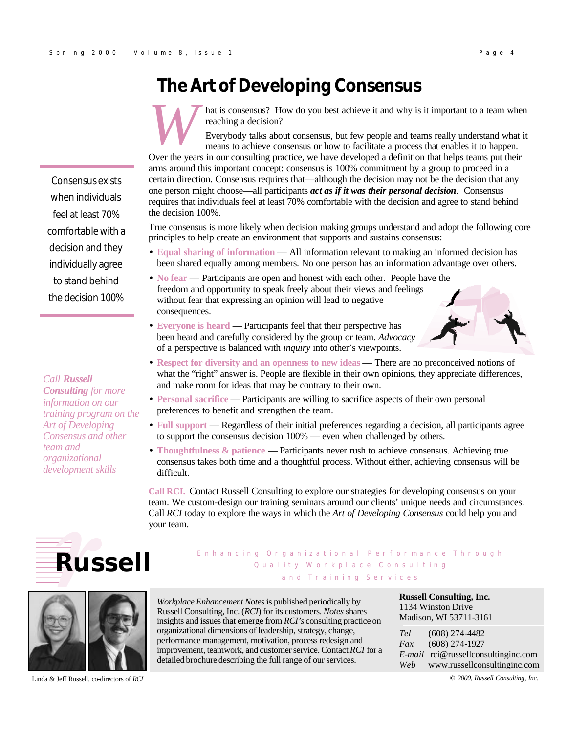# The Art of Developing Consensus

What is consensus? How do you best achieve it and why is it important to a team when reaching a decision?

Everybody talks about consensus, but few people and teams really understand what it means to achieve consensus or how to facilitate a process that enables it to happen. Over the years in our consulting practice, we have developed a definition that helps teams put their arms around this important concept: consensus is 100% commitment by a group to proceed in a certain direction. Consensus requires that—although the decision may not be the decision that any one person might choose—all participants ***act as if it was their personal decision***. Consensus requires that individuals feel at least 70% comfortable with the decision and agree to stand behind the decision 100%.

> Consensus exists when individuals feel at least 70% comfortable with a decision and they individually agree to stand behind the decision 100%

True consensus is more likely when decision making groups understand and adopt the following core principles to help create an environment that supports and sustains consensus:

- **Equal sharing of information** — All information relevant to making an informed decision has been shared equally among members. No one person has an information advantage over others.
- **No fear** — Participants are open and honest with each other. People have the freedom and opportunity to speak freely about their views and feelings without fear that expressing an opinion will lead to negative consequences.
- **Everyone is heard** — Participants feel that their perspective has been heard and carefully considered by the group or team. *Advocacy* of a perspective is balanced with *inquiry* into other's viewpoints.
- **Respect for diversity and an openness to new ideas** — There are no preconceived notions of what the "right" answer is. People are flexible in their own opinions, they appreciate differences, and make room for ideas that may be contrary to their own.
- **Personal sacrifice** — Participants are willing to sacrifice aspects of their own personal preferences to benefit and strengthen the team.
- **Full support** — Regardless of their initial preferences regarding a decision, all participants agree to support the consensus decision 100% — even when challenged by others.
- **Thoughtfulness & patience** — Participants never rush to achieve consensus. Achieving true consensus takes both time and a thoughtful process. Without either, achieving consensus will be difficult.

*Call **Russell Consulting** for more information on our training program on the Art of Developing Consensus and other team and organizational development skills*

**Call RCI.** Contact Russell Consulting to explore our strategies for developing consensus on your team. We custom-design our training seminars around our clients' unique needs and circumstances. Call *RCI* today to explore the ways in which the *Art of Developing Consensus* could help you and your team.

**Russell**

Enhancing Organizational Performance Through Quality Workplace Consulting and Training Services

Linda & Jeff Russell, co-directors of *RCI*

*Workplace Enhancement Notes* is published periodically by Russell Consulting, Inc. (*RCI*) for its customers. *Notes* shares insights and issues that emerge from *RCI's* consulting practice on organizational dimensions of leadership, strategy, change, performance management, motivation, process redesign and improvement, teamwork, and customer service. Contact *RCI* for a detailed brochure describing the full range of our services.

**Russell Consulting, Inc.**
1134 Winston Drive
Madison, WI 53711-3161

*Tel* (608) 274-4482
*Fax* (608) 274-1927
*E-mail* rci@russellconsultinginc.com
*Web* www.russellconsultinginc.com

*© 2000, Russell Consulting, Inc.*